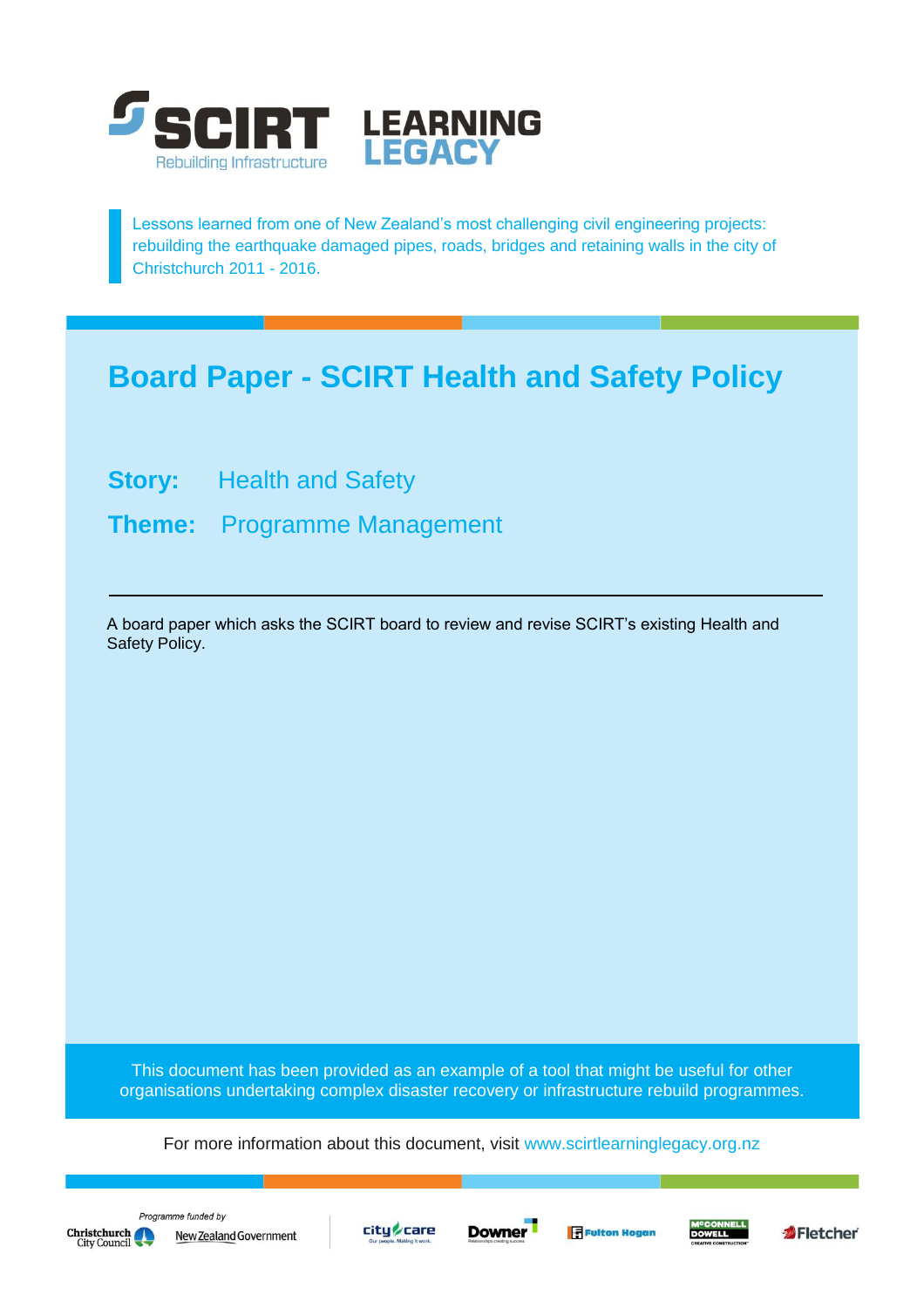SCIRT Rebuilding Infrastructure — LEARNING LEGACY

Lessons learned from one of New Zealand's most challenging civil engineering projects: rebuilding the earthquake damaged pipes, roads, bridges and retaining walls in the city of Christchurch 2011 - 2016.

# Board Paper - SCIRT Health and Safety Policy

**Story:** Health and Safety

**Theme:** Programme Management

---

A board paper which asks the SCIRT board to review and revise SCIRT's existing Health and Safety Policy.

This document has been provided as an example of a tool that might be useful for other organisations undertaking complex disaster recovery or infrastructure rebuild programmes.

For more information about this document, visit www.scirtlearninglegacy.org.nz

*Programme funded by* Christchurch City Council, New Zealand Government

City Care, Downer, Fulton Hogan, McConnell Dowell, Fletcher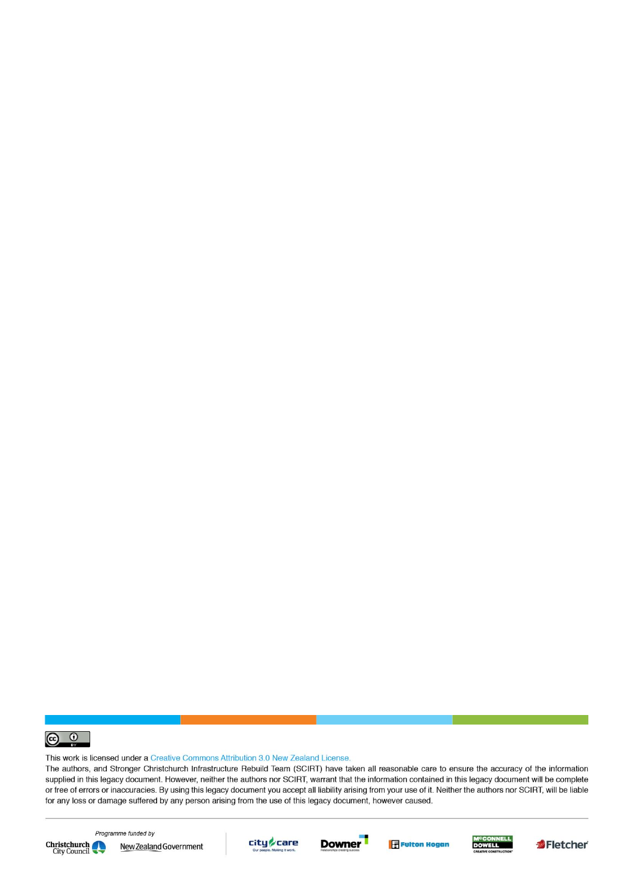This work is licensed under a Creative Commons Attribution 3.0 New Zealand License.

The authors, and Stronger Christchurch Infrastructure Rebuild Team (SCIRT) have taken all reasonable care to ensure the accuracy of the information supplied in this legacy document. However, neither the authors nor SCIRT, warrant that the information contained in this legacy document will be complete or free of errors or inaccuracies. By using this legacy document you accept all liability arising from your use of it. Neither the authors nor SCIRT, will be liable for any loss or damage suffered by any person arising from the use of this legacy document, however caused.

*Programme funded by*

Christchurch City Council | New Zealand Government | city care | Downer | Fulton Hogan | McConnell Dowell | Fletcher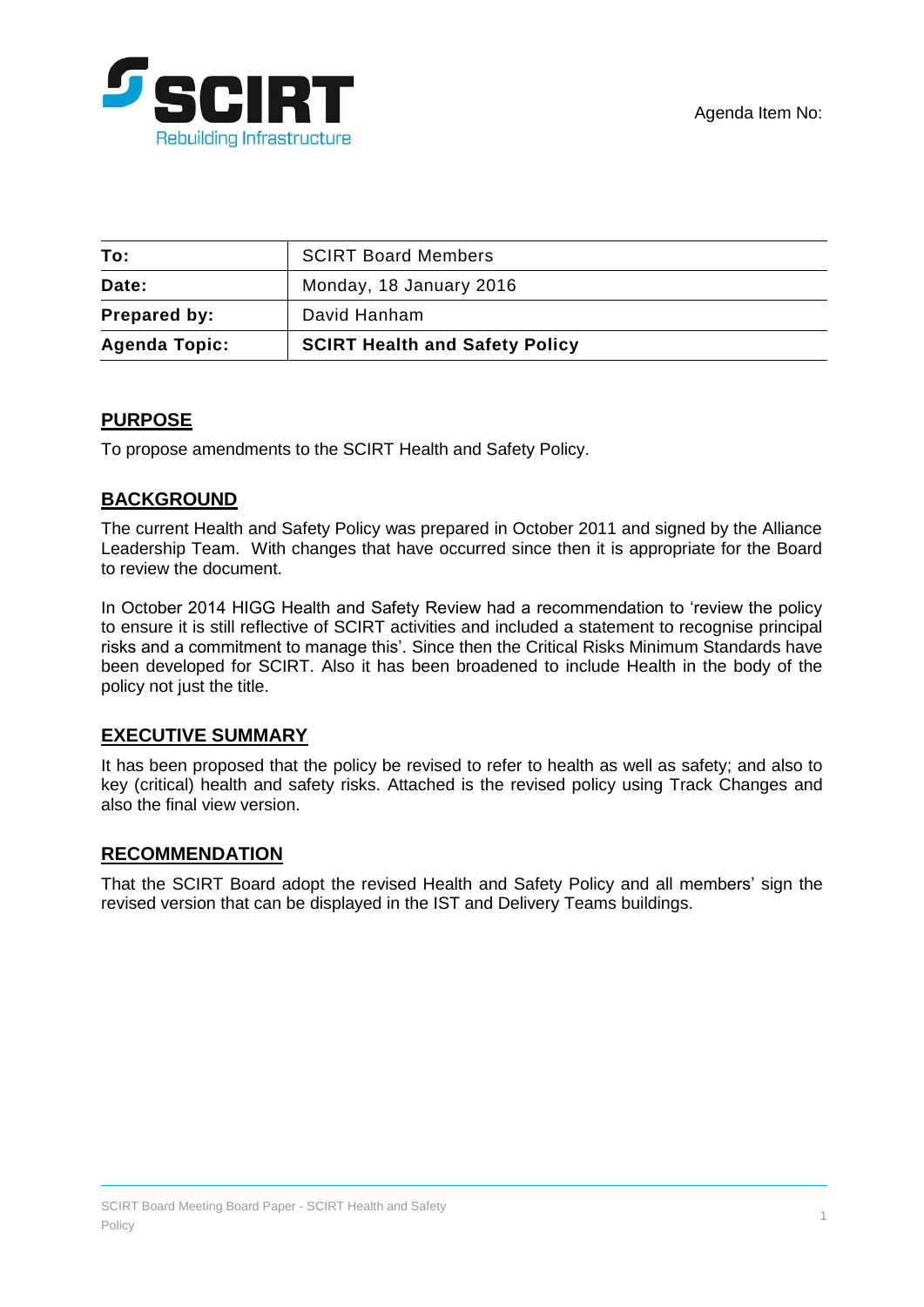SCIRT
Rebuilding Infrastructure

Agenda Item No:

| | |
|---|---|
| **To:** | SCIRT Board Members |
| **Date:** | Monday, 18 January 2016 |
| **Prepared by:** | David Hanham |
| **Agenda Topic:** | **SCIRT Health and Safety Policy** |

## PURPOSE

To propose amendments to the SCIRT Health and Safety Policy.

## BACKGROUND

The current Health and Safety Policy was prepared in October 2011 and signed by the Alliance Leadership Team. With changes that have occurred since then it is appropriate for the Board to review the document.

In October 2014 HIGG Health and Safety Review had a recommendation to 'review the policy to ensure it is still reflective of SCIRT activities and included a statement to recognise principal risks and a commitment to manage this'. Since then the Critical Risks Minimum Standards have been developed for SCIRT. Also it has been broadened to include Health in the body of the policy not just the title.

## EXECUTIVE SUMMARY

It has been proposed that the policy be revised to refer to health as well as safety; and also to key (critical) health and safety risks. Attached is the revised policy using Track Changes and also the final view version.

## RECOMMENDATION

That the SCIRT Board adopt the revised Health and Safety Policy and all members' sign the revised version that can be displayed in the IST and Delivery Teams buildings.